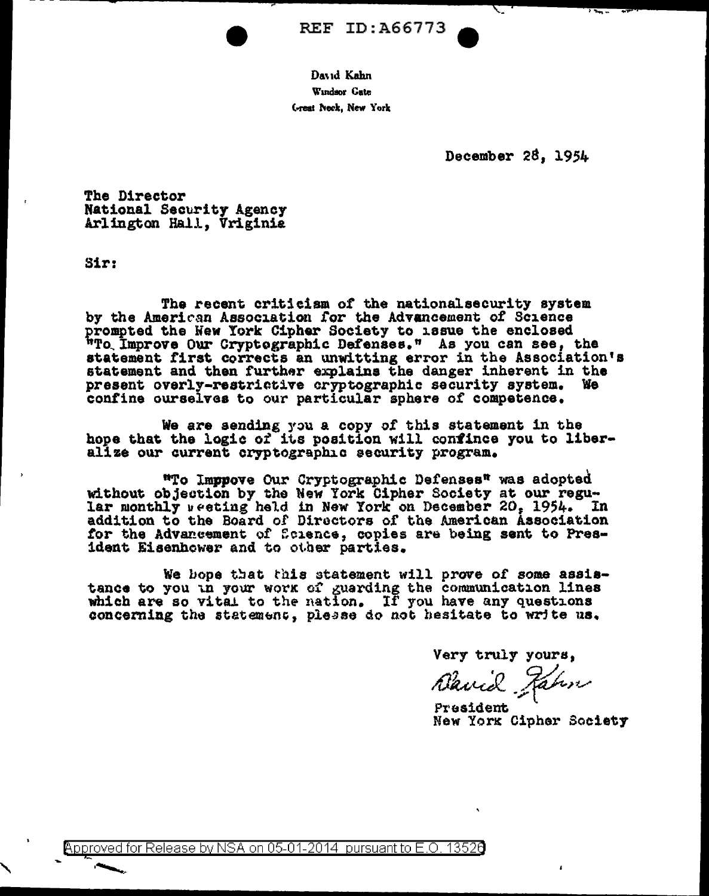REF ID:A66773

David Kahn
Windsor Gate
Great Neck, New York

December 28, 1954

The Director
National Security Agency
Arlington Hall, Vriginia

Sir:

The recent criticism of the nationalsecurity system by the American Association for the Advancement of Science prompted the New York Cipher Society to issue the enclosed "To Improve Our Cryptographic Defenses." As you can see, the statement first corrects an unwitting error in the Association's statement and then further explains the danger inherent in the present overly-restrictive cryptographic security system. We confine ourselves to our particular sphere of competence.

We are sending you a copy of this statement in the hope that the logic of its position will confince you to liberalize our current cryptographic security program.

"To Imppove Our Cryptographic Defenses" was adopted without objection by the New York Cipher Society at our regular monthly meeting held in New York on December 20, 1954. In addition to the Board of Directors of the American Association for the Advancement of Science, copies are being sent to President Eisenhower and to other parties.

We hope that this statement will prove of some assistance to you in your work of guarding the communication lines which are so vital to the nation. If you have any questions concerning the statement, please do not hesitate to write us.

Very truly yours,

David Kahn

President
New York Cipher Society

Approved for Release by NSA on 05-01-2014 pursuant to E.O. 13526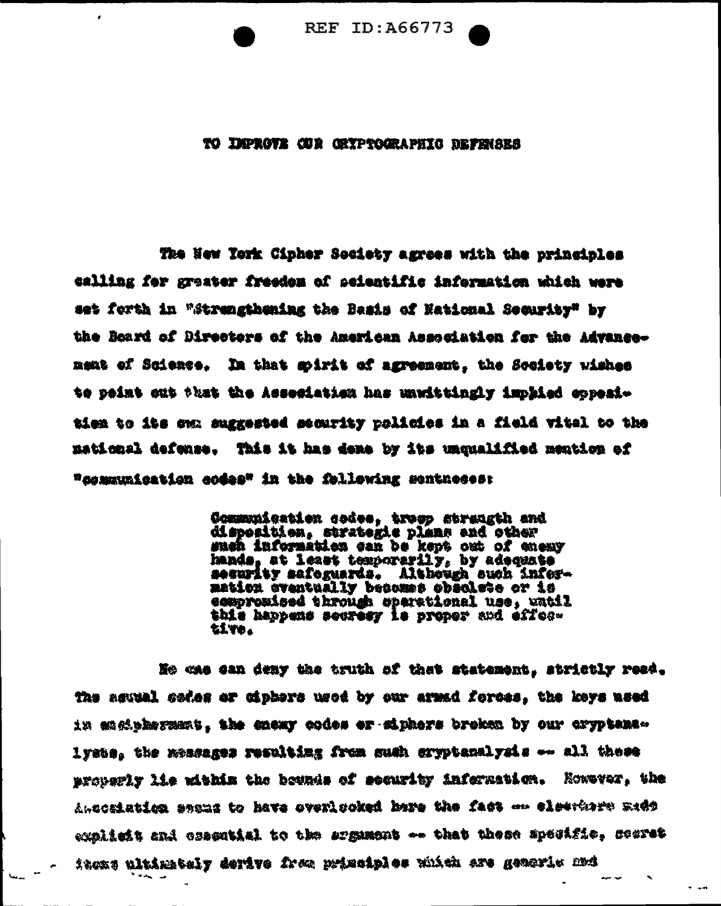# TO IMPROVE OUR CRYPTOGRAPHIC DEFENSES

The New York Cipher Society agrees with the principles calling for greater freedom of scientific information which were set forth in "Strengthening the Basis of National Security" by the Board of Directors of the American Association for the Advancement of Science. In that spirit of agreement, the Society wishes to point out that the Association has unwittingly implied opposition to its own suggested security policies in a field vital to the national defense. This it has done by its unqualified mention of "communication codes" in the following sentences:

> Communication codes, troop strength and disposition, strategic plans and other such information can be kept out of enemy hands, at least temporarily, by adequate security safeguards. Although such information eventually becomes obsolete or is compromised through operational use, until this happens secrecy is proper and effective.

No one can deny the truth of that statement, strictly read. The actual codes or ciphers used by our armed forces, the keys used in encipherment, the enemy codes or ciphers broken by our cryptanalysts, the messages resulting from such cryptanalysis -- all these properly lie within the bounds of security information. However, the Association seems to have overlooked here the fact -- elsewhere made explicit and essential to the argument -- that these specific, secret items ultimately derive from principles which are generic and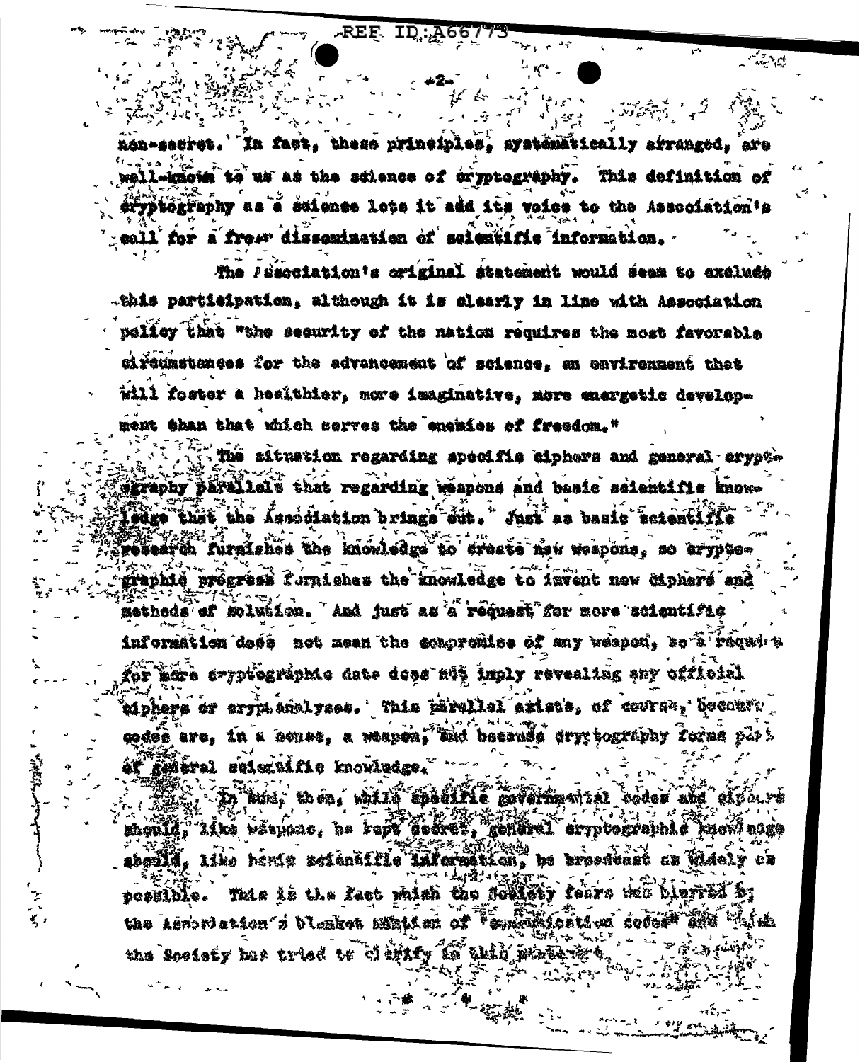non-secret. In fact, these principles, systematically arranged, are well-known to us as the science of cryptography. This definition of cryptography as a science lets it add its voice to the Association's call for a freer dissemination of scientific information.

The Association's original statement would seem to exclude this participation, although it is clearly in line with Association policy that "the security of the nation requires the most favorable circumstances for the advancement of science, an environment that will foster a healthier, more imaginative, more energetic development than that which serves the enemies of freedom."

The situation regarding specific ciphers and general cryptography parallels that regarding weapons and basic scientific knowledge that the Association brings out. Just as basic scientific research furnishes the knowledge to create new weapons, so cryptographic progress furnishes the knowledge to invent new ciphers and methods of solution. And just as a request for more scientific information does not mean the compromise of any weapon, so a request for more cryptographic data does not imply revealing any official ciphers or cryptanalyses. This parallel exists, of course, because codes are, in a sense, a weapon, and because cryptography forms part of general scientific knowledge.

In sum, then, while specific governmental codes and ciphers should, like weapons, be kept secret, general cryptographic knowledge should, like basic scientific information, be broadcast as widely as possible. This is the fact which the Society fears was blurred by the Association's blanket mention of "communication codes" and which the Society has tried to clarify in this statement.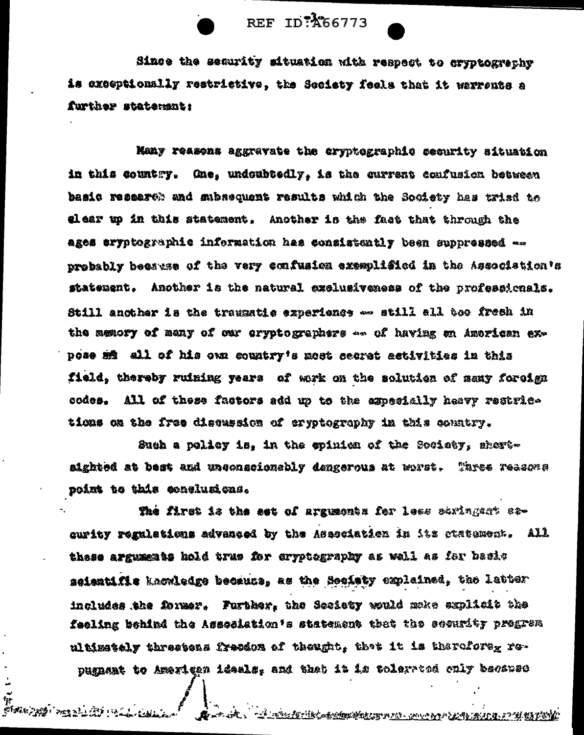Since the security situation with respect to cryptography is exceptionally restrictive, the Society feels that it warrants a further statement:

Many reasons aggravate the cryptographic security situation in this country. One, undoubtedly, is the current confusion between basic research and subsequent results which the Society has tried to clear up in this statement. Another is the fact that through the ages cryptographic information has consistently been suppressed -- probably because of the very confusion exemplified in the Association's statement. Another is the natural exclusiveness of the professionals. Still another is the traumatic experience -- still all too fresh in the memory of many of our cryptographers -- of having an American expose all of his own country's most secret activities in this field, thereby ruining years of work on the solution of many foreign codes. All of these factors add up to the especially heavy restrictions on the free discussion of cryptography in this country.

Such a policy is, in the opinion of the Society, short-sighted at best and unconscionably dangerous at worst. Three reasons point to this conclusions.

The first is the set of arguments for less stringent security regulations advanced by the Association in its statement. All these arguments hold true for cryptography as well as for basic scientific knowledge because, as the Society explained, the latter includes the former. Further, the Society would make explicit the feeling behind the Association's statement that the security program ultimately threatens freedom of thought, that it is therefore, repugnant to American ideals, and that it is tolerated only because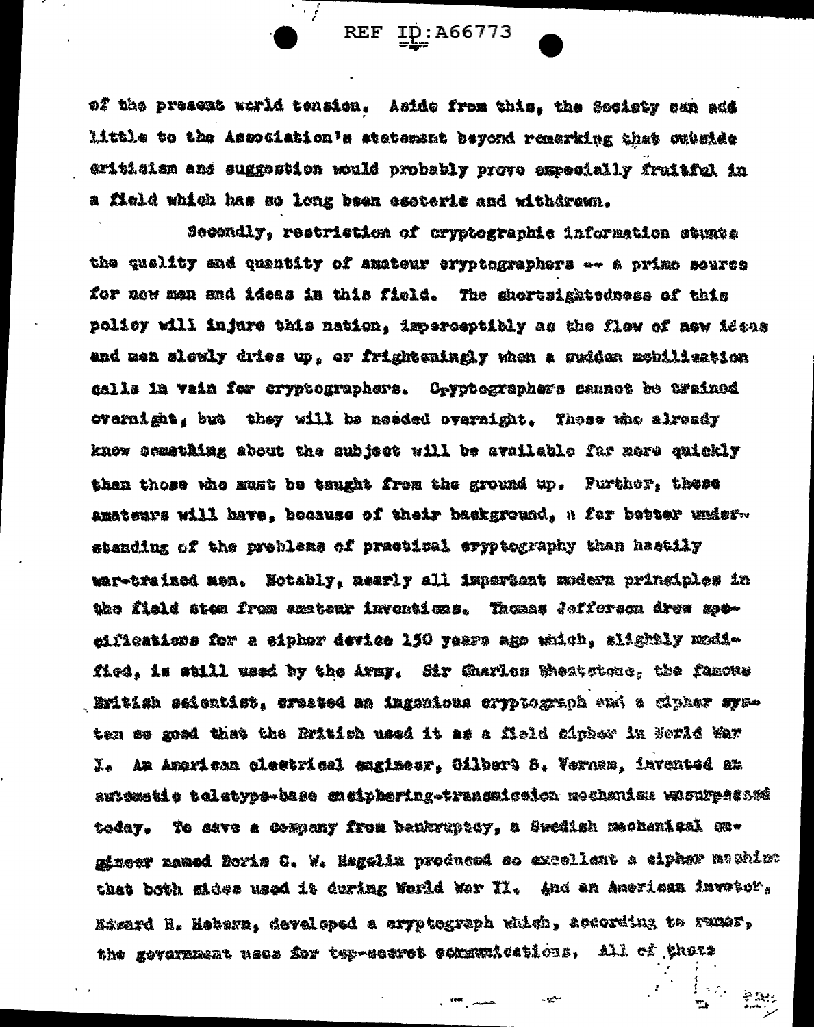of the present world tension. Aside from this, the Society can add little to the Association's statement beyond remarking that outside criticism and suggestion would probably prove especially fruitful in a field which has so long been esoteric and withdrawn.

Secondly, restriction of cryptographic information stunts the quality and quantity of amateur cryptographers -- a prime source for new men and ideas in this field. The shortsightedness of this policy will injure this nation, imperceptibly as the flow of new ideas and men slowly dries up, or frighteningly when a sudden mobilization calls in vain for cryptographers. Cryptographers cannot be trained overnight, but they will be needed overnight. Those who already know something about the subject will be available far more quickly than those who must be taught from the ground up. Further, these amateurs will have, because of their background, a far better understanding of the problems of practical cryptography than hastily war-trained men. Notably, nearly all important modern principles in the field stem from amateur inventions. Thomas Jefferson drew specifications for a cipher device 150 years ago which, slightly modified, is still used by the Army. Sir Charles Wheatstone, the famous British scientist, created an ingenious cryptograph and a cipher system so good that the British used it as a field cipher in World War I. An American electrical engineer, Gilbert S. Vernam, invented an automatic teletype-base enciphering-transmission mechanism unsurpassed today. To save a company from bankruptcy, a Swedish mechanical engineer named Boris C. W. Hagelin produced so excellent a cipher machine that both sides used it during World War II. And an American invetor, Edward H. Hebern, developed a cryptograph which, according to rumor, the government uses for top-secret communications. All of these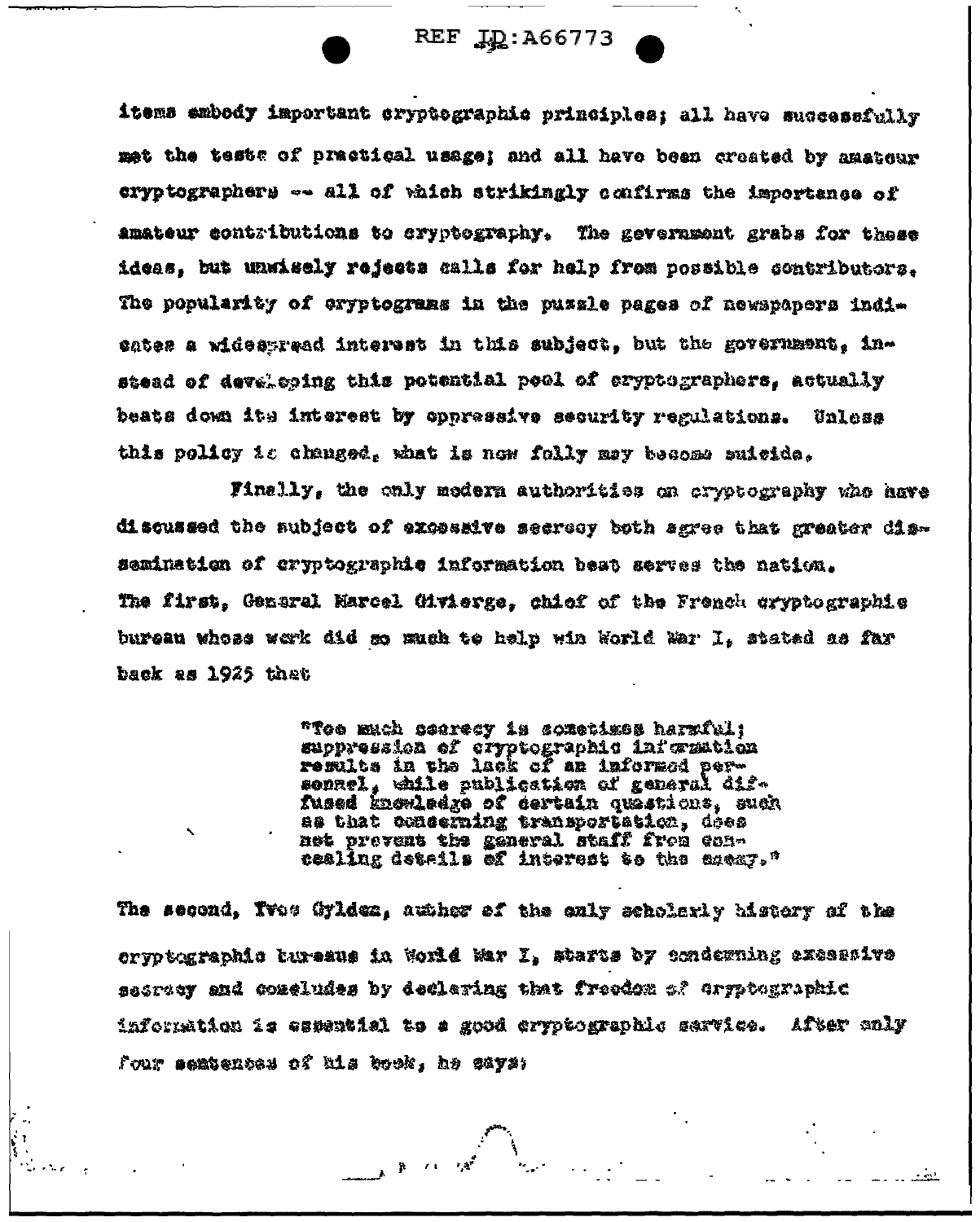items embody important cryptographic principles; all have successfully met the tests of practical usage; and all have been created by amateur cryptographers -- all of which strikingly confirms the importance of amateur contributions to cryptography. The government grabs for these ideas, but unwisely rejects calls for help from possible contributors. The popularity of cryptograms in the puzzle pages of newspapers indicates a widespread interest in this subject, but the government, instead of developing this potential pool of cryptographers, actually beats down its interest by oppressive security regulations. Unless this policy is changed, what is now folly may become suicide.

Finally, the only modern authorities on cryptography who have discussed the subject of excessive secrecy both agree that greater dissemination of cryptographic information best serves the nation. The first, General Marcel Givierge, chief of the French cryptographic bureau whose work did so much to help win World War I, stated as far back as 1925 that

> "Too much secrecy is sometimes harmful; suppression of cryptographic information results in the lack of an informed personnel, while publication of general diffused knowledge of certain questions, such as that concerning transportation, does not prevent the general staff from concealing details of interest to the enemy."

The second, Yves Gyldem, author of the only scholarly history of the cryptographic bureaus in World War I, starts by condemning excessive secrecy and concludes by declaring that freedom of cryptographic information is essential to a good cryptographic service. After only four sentences of his book, he says: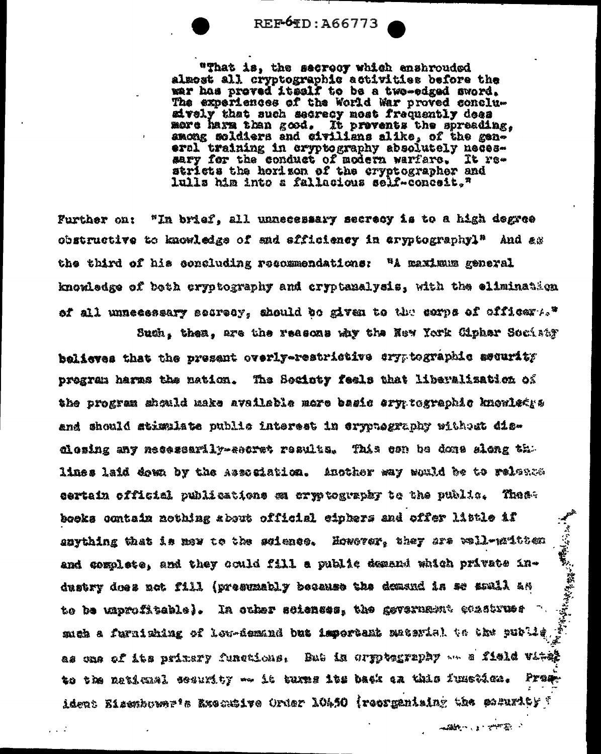"That is, the secrecy which enshrouded almost all cryptographic activities before the war has proved itself to be a two-edged sword. The experiences of the World War proved conclusively that such secrecy most frequently does more harm than good. It prevents the spreading, among soldiers and civilians alike, of the general training in cryptography absolutely necessary for the conduct of modern warfare. It restricts the horizon of the cryptographer and lulls him into a fallacious self-conceit."

Further on: "In brief, all unnecessary secrecy is to a high degree obstructive to knowledge of and efficiency in cryptography!" And as the third of his concluding recommendations: "A maximum general knowledge of both cryptography and cryptanalysis, with the elimination of all unnecessary secrecy, should be given to the corps of officers."

Such, then, are the reasons why the New York Cipher Society believes that the present overly-restrictive cryptographic security program harms the nation. The Society feels that liberalization of the program should make available more basic cryptographic knowledge and should stimulate public interest in cryptography without disclosing any necessarily-secret results. This can be done along the lines laid down by the Association. Another way would be to release certain official publications on cryptography to the public. These books contain nothing about official ciphers and offer little if anything that is new to the science. However, they are well-written and complete, and they could fill a public demand which private industry does not fill (presumably because the demand is so small as to be unprofitable). In other sciences, the government construes such a furnishing of low-demand but important material to the public as one of its primary functions. But in cryptography -- a field vital to the national security -- it turns its back on this function. President Eisenhower's Executive Order 10450 (reorganizing the security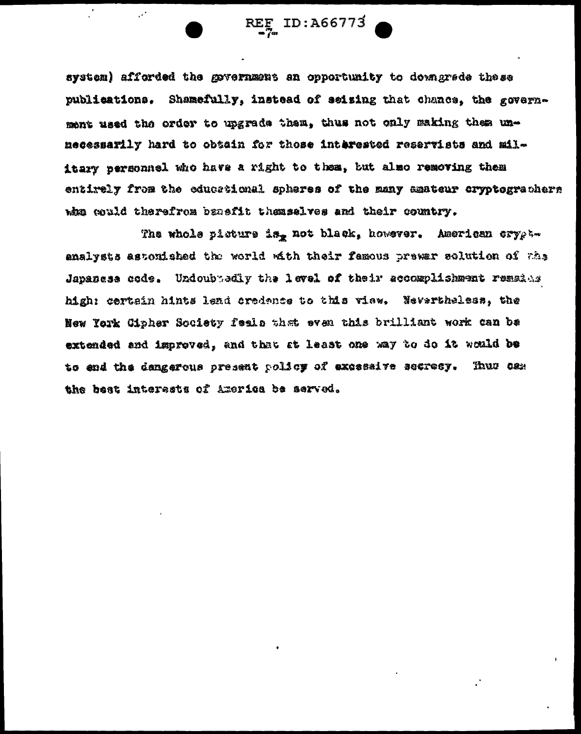system) afforded the government an opportunity to downgrade these publications. Shamefully, instead of seizing that chance, the government used the order to upgrade them, thus not only making them unnecessarily hard to obtain for those interested reservists and military personnel who have a right to them, but also removing them entirely from the educational spheres of the many amateur cryptographers who could therefrom benefit themselves and their country.

The whole picture is not black, however. American cryptanalysts astonished the world with their famous prewar solution of the Japanese code. Undoubtedly the level of their accomplishment remains high: certain hints lend credence to this view. Nevertheless, the New York Cipher Society feels that even this brilliant work can be extended and improved, and that at least one way to do it would be to end the dangerous present policy of excessive secrecy. Thus can the best interests of America be served.